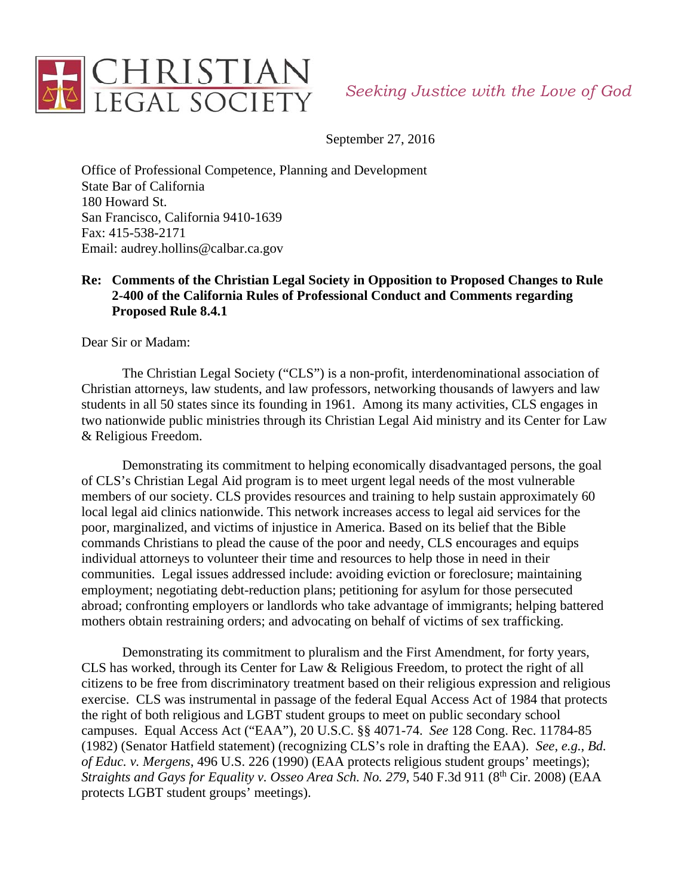CHRISTIAN LEGAL SOCIETY

*Seeking Justice with the Love of God*

September 27, 2016

Office of Professional Competence, Planning and Development
State Bar of California
180 Howard St.
San Francisco, California 9410-1639
Fax: 415-538-2171
Email: audrey.hollins@calbar.ca.gov

**Re: Comments of the Christian Legal Society in Opposition to Proposed Changes to Rule 2-400 of the California Rules of Professional Conduct and Comments regarding Proposed Rule 8.4.1**

Dear Sir or Madam:

The Christian Legal Society ("CLS") is a non-profit, interdenominational association of Christian attorneys, law students, and law professors, networking thousands of lawyers and law students in all 50 states since its founding in 1961. Among its many activities, CLS engages in two nationwide public ministries through its Christian Legal Aid ministry and its Center for Law & Religious Freedom.

Demonstrating its commitment to helping economically disadvantaged persons, the goal of CLS's Christian Legal Aid program is to meet urgent legal needs of the most vulnerable members of our society. CLS provides resources and training to help sustain approximately 60 local legal aid clinics nationwide. This network increases access to legal aid services for the poor, marginalized, and victims of injustice in America. Based on its belief that the Bible commands Christians to plead the cause of the poor and needy, CLS encourages and equips individual attorneys to volunteer their time and resources to help those in need in their communities. Legal issues addressed include: avoiding eviction or foreclosure; maintaining employment; negotiating debt-reduction plans; petitioning for asylum for those persecuted abroad; confronting employers or landlords who take advantage of immigrants; helping battered mothers obtain restraining orders; and advocating on behalf of victims of sex trafficking.

Demonstrating its commitment to pluralism and the First Amendment, for forty years, CLS has worked, through its Center for Law & Religious Freedom, to protect the right of all citizens to be free from discriminatory treatment based on their religious expression and religious exercise. CLS was instrumental in passage of the federal Equal Access Act of 1984 that protects the right of both religious and LGBT student groups to meet on public secondary school campuses. Equal Access Act ("EAA"), 20 U.S.C. §§ 4071-74. *See* 128 Cong. Rec. 11784-85 (1982) (Senator Hatfield statement) (recognizing CLS's role in drafting the EAA). *See*, *e.g.*, *Bd. of Educ. v. Mergens*, 496 U.S. 226 (1990) (EAA protects religious student groups' meetings); *Straights and Gays for Equality v. Osseo Area Sch. No. 279*, 540 F.3d 911 (8th Cir. 2008) (EAA protects LGBT student groups' meetings).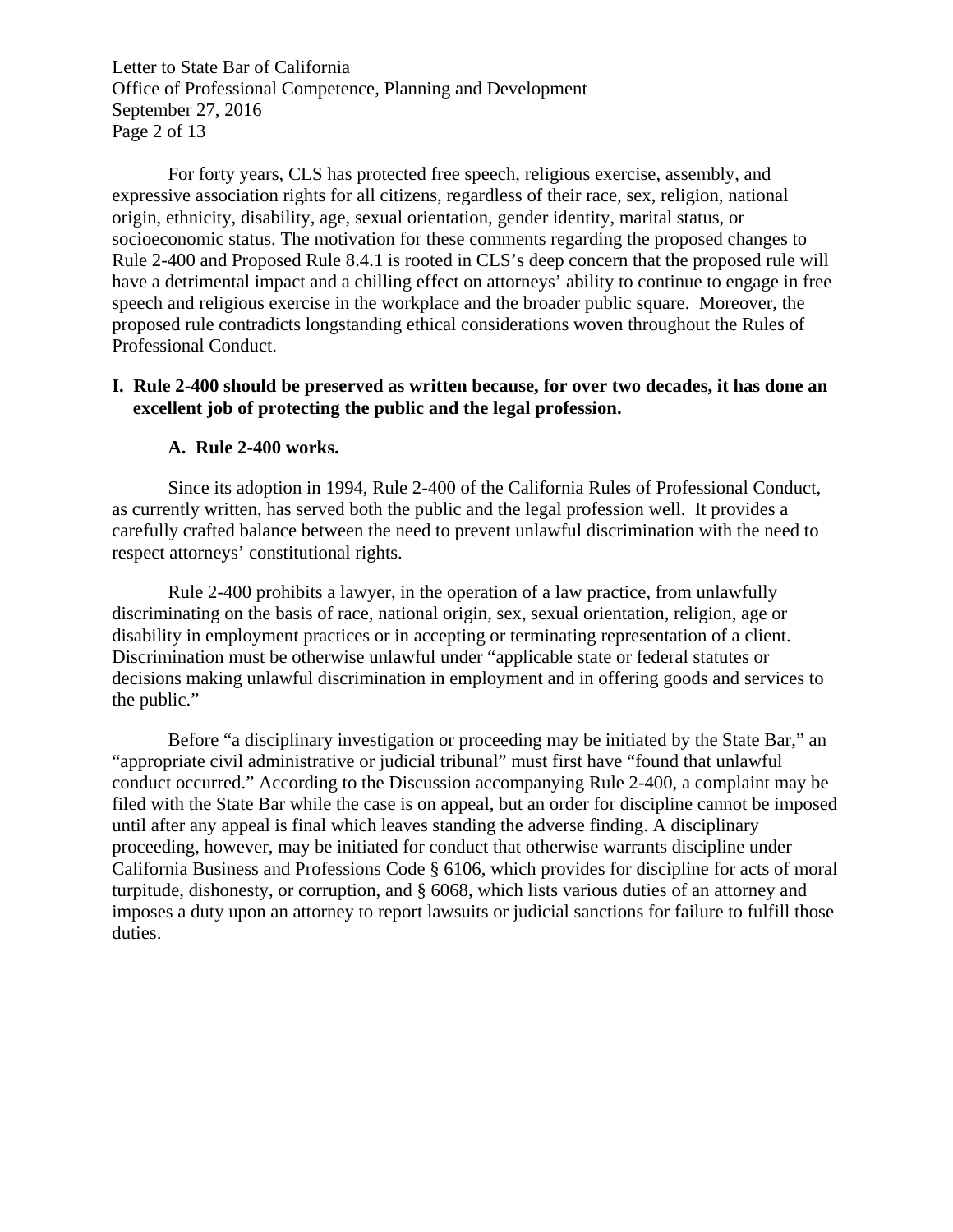For forty years, CLS has protected free speech, religious exercise, assembly, and expressive association rights for all citizens, regardless of their race, sex, religion, national origin, ethnicity, disability, age, sexual orientation, gender identity, marital status, or socioeconomic status. The motivation for these comments regarding the proposed changes to Rule 2-400 and Proposed Rule 8.4.1 is rooted in CLS's deep concern that the proposed rule will have a detrimental impact and a chilling effect on attorneys' ability to continue to engage in free speech and religious exercise in the workplace and the broader public square. Moreover, the proposed rule contradicts longstanding ethical considerations woven throughout the Rules of Professional Conduct.

## I. Rule 2-400 should be preserved as written because, for over two decades, it has done an excellent job of protecting the public and the legal profession.

### A. Rule 2-400 works.

Since its adoption in 1994, Rule 2-400 of the California Rules of Professional Conduct, as currently written, has served both the public and the legal profession well. It provides a carefully crafted balance between the need to prevent unlawful discrimination with the need to respect attorneys' constitutional rights.

Rule 2-400 prohibits a lawyer, in the operation of a law practice, from unlawfully discriminating on the basis of race, national origin, sex, sexual orientation, religion, age or disability in employment practices or in accepting or terminating representation of a client. Discrimination must be otherwise unlawful under "applicable state or federal statutes or decisions making unlawful discrimination in employment and in offering goods and services to the public."

Before "a disciplinary investigation or proceeding may be initiated by the State Bar," an "appropriate civil administrative or judicial tribunal" must first have "found that unlawful conduct occurred." According to the Discussion accompanying Rule 2-400, a complaint may be filed with the State Bar while the case is on appeal, but an order for discipline cannot be imposed until after any appeal is final which leaves standing the adverse finding. A disciplinary proceeding, however, may be initiated for conduct that otherwise warrants discipline under California Business and Professions Code § 6106, which provides for discipline for acts of moral turpitude, dishonesty, or corruption, and § 6068, which lists various duties of an attorney and imposes a duty upon an attorney to report lawsuits or judicial sanctions for failure to fulfill those duties.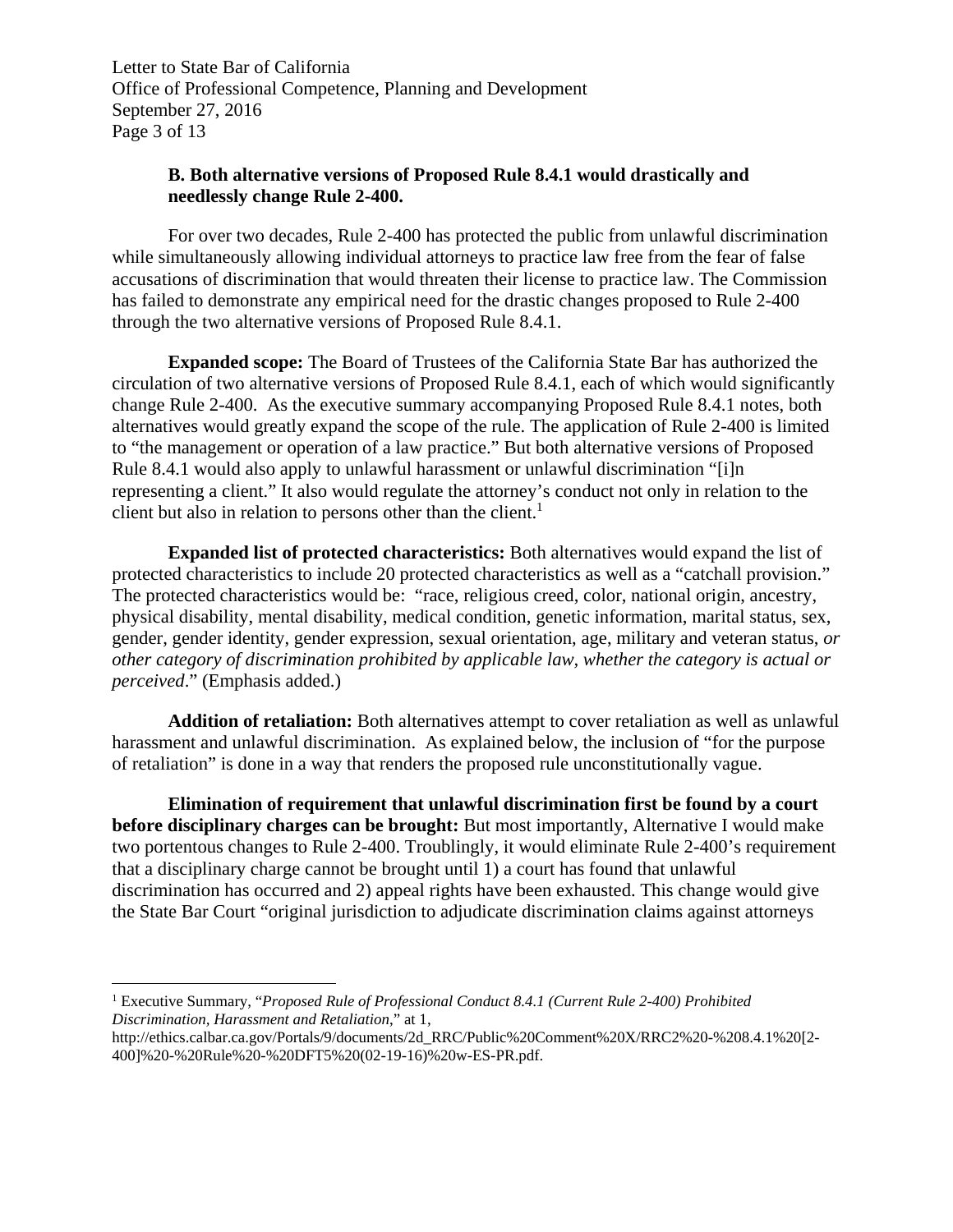**B. Both alternative versions of Proposed Rule 8.4.1 would drastically and needlessly change Rule 2-400.**

For over two decades, Rule 2-400 has protected the public from unlawful discrimination while simultaneously allowing individual attorneys to practice law free from the fear of false accusations of discrimination that would threaten their license to practice law. The Commission has failed to demonstrate any empirical need for the drastic changes proposed to Rule 2-400 through the two alternative versions of Proposed Rule 8.4.1.

**Expanded scope:** The Board of Trustees of the California State Bar has authorized the circulation of two alternative versions of Proposed Rule 8.4.1, each of which would significantly change Rule 2-400. As the executive summary accompanying Proposed Rule 8.4.1 notes, both alternatives would greatly expand the scope of the rule. The application of Rule 2-400 is limited to "the management or operation of a law practice." But both alternative versions of Proposed Rule 8.4.1 would also apply to unlawful harassment or unlawful discrimination "[i]n representing a client." It also would regulate the attorney's conduct not only in relation to the client but also in relation to persons other than the client.[1]

**Expanded list of protected characteristics:** Both alternatives would expand the list of protected characteristics to include 20 protected characteristics as well as a "catchall provision." The protected characteristics would be: "race, religious creed, color, national origin, ancestry, physical disability, mental disability, medical condition, genetic information, marital status, sex, gender, gender identity, gender expression, sexual orientation, age, military and veteran status, *or other category of discrimination prohibited by applicable law, whether the category is actual or perceived*." (Emphasis added.)

**Addition of retaliation:** Both alternatives attempt to cover retaliation as well as unlawful harassment and unlawful discrimination. As explained below, the inclusion of "for the purpose of retaliation" is done in a way that renders the proposed rule unconstitutionally vague.

**Elimination of requirement that unlawful discrimination first be found by a court before disciplinary charges can be brought:** But most importantly, Alternative I would make two portentous changes to Rule 2-400. Troublingly, it would eliminate Rule 2-400's requirement that a disciplinary charge cannot be brought until 1) a court has found that unlawful discrimination has occurred and 2) appeal rights have been exhausted. This change would give the State Bar Court "original jurisdiction to adjudicate discrimination claims against attorneys

---

[1] Executive Summary, "*Proposed Rule of Professional Conduct 8.4.1 (Current Rule 2-400) Prohibited Discrimination, Harassment and Retaliation*," at 1, http://ethics.calbar.ca.gov/Portals/9/documents/2d_RRC/Public%20Comment%20X/RRC2%20-%208.4.1%20[2-400]%20-%20Rule%20-%20DFT5%20(02-19-16)%20w-ES-PR.pdf.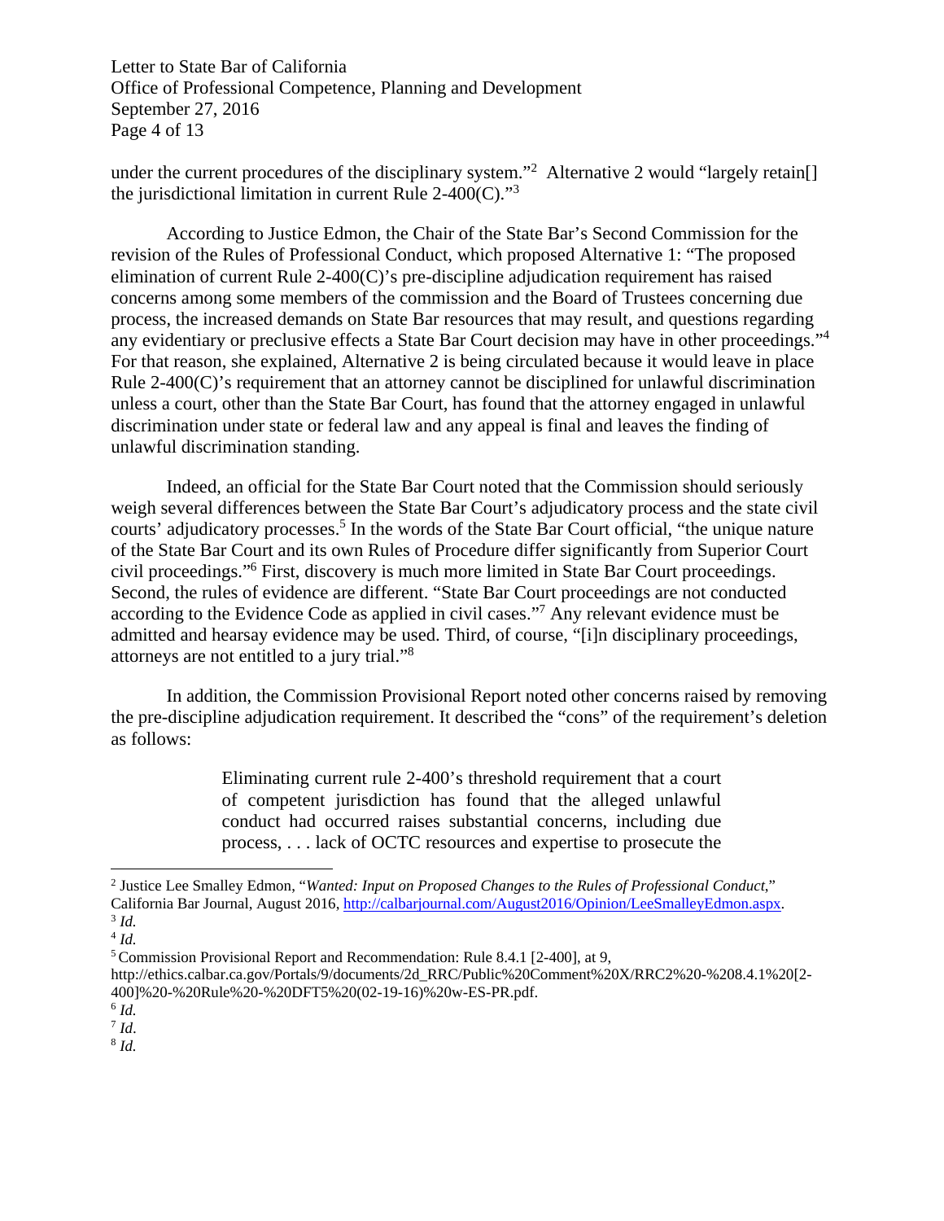under the current procedures of the disciplinary system."[2] Alternative 2 would "largely retain[] the jurisdictional limitation in current Rule 2-400(C)."[3]

According to Justice Edmon, the Chair of the State Bar's Second Commission for the revision of the Rules of Professional Conduct, which proposed Alternative 1: "The proposed elimination of current Rule 2-400(C)'s pre-discipline adjudication requirement has raised concerns among some members of the commission and the Board of Trustees concerning due process, the increased demands on State Bar resources that may result, and questions regarding any evidentiary or preclusive effects a State Bar Court decision may have in other proceedings."[4] For that reason, she explained, Alternative 2 is being circulated because it would leave in place Rule 2-400(C)'s requirement that an attorney cannot be disciplined for unlawful discrimination unless a court, other than the State Bar Court, has found that the attorney engaged in unlawful discrimination under state or federal law and any appeal is final and leaves the finding of unlawful discrimination standing.

Indeed, an official for the State Bar Court noted that the Commission should seriously weigh several differences between the State Bar Court's adjudicatory process and the state civil courts' adjudicatory processes.[5] In the words of the State Bar Court official, "the unique nature of the State Bar Court and its own Rules of Procedure differ significantly from Superior Court civil proceedings."[6] First, discovery is much more limited in State Bar Court proceedings. Second, the rules of evidence are different. "State Bar Court proceedings are not conducted according to the Evidence Code as applied in civil cases."[7] Any relevant evidence must be admitted and hearsay evidence may be used. Third, of course, "[i]n disciplinary proceedings, attorneys are not entitled to a jury trial."[8]

In addition, the Commission Provisional Report noted other concerns raised by removing the pre-discipline adjudication requirement. It described the "cons" of the requirement's deletion as follows:

> Eliminating current rule 2-400's threshold requirement that a court of competent jurisdiction has found that the alleged unlawful conduct had occurred raises substantial concerns, including due process, . . . lack of OCTC resources and expertise to prosecute the

---

[2] Justice Lee Smalley Edmon, "*Wanted: Input on Proposed Changes to the Rules of Professional Conduct*," California Bar Journal, August 2016, http://calbarjournal.com/August2016/Opinion/LeeSmalleyEdmon.aspx.

[3] *Id.*

[4] *Id.*

[5] Commission Provisional Report and Recommendation: Rule 8.4.1 [2-400], at 9, http://ethics.calbar.ca.gov/Portals/9/documents/2d_RRC/Public%20Comment%20X/RRC2%20-%208.4.1%20[2-400]%20-%20Rule%20-%20DFT5%20(02-19-16)%20w-ES-PR.pdf.

[6] *Id.*

[7] *Id*.

[8] *Id.*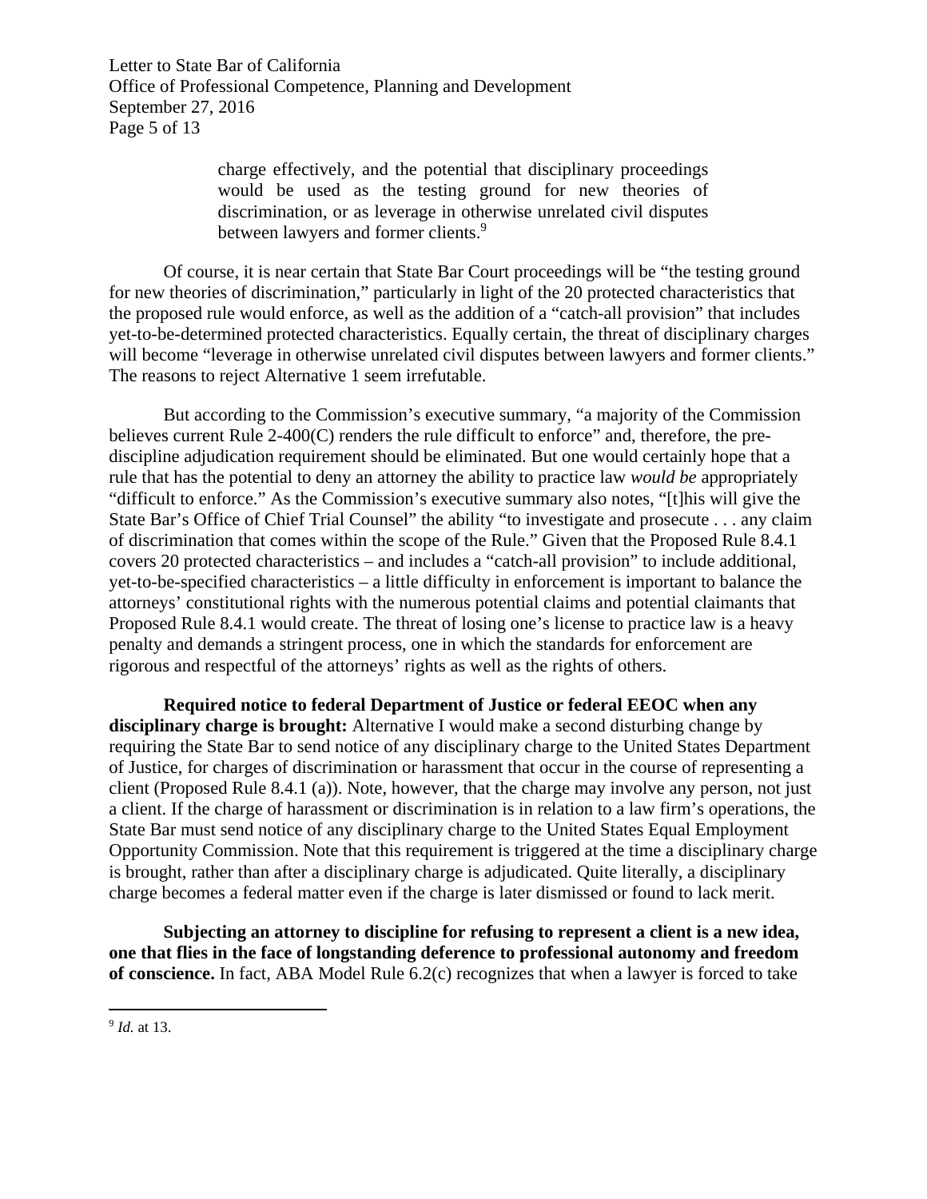> charge effectively, and the potential that disciplinary proceedings would be used as the testing ground for new theories of discrimination, or as leverage in otherwise unrelated civil disputes between lawyers and former clients.[9]

Of course, it is near certain that State Bar Court proceedings will be "the testing ground for new theories of discrimination," particularly in light of the 20 protected characteristics that the proposed rule would enforce, as well as the addition of a "catch-all provision" that includes yet-to-be-determined protected characteristics. Equally certain, the threat of disciplinary charges will become "leverage in otherwise unrelated civil disputes between lawyers and former clients." The reasons to reject Alternative 1 seem irrefutable.

But according to the Commission's executive summary, "a majority of the Commission believes current Rule 2-400(C) renders the rule difficult to enforce" and, therefore, the pre-discipline adjudication requirement should be eliminated. But one would certainly hope that a rule that has the potential to deny an attorney the ability to practice law *would be* appropriately "difficult to enforce." As the Commission's executive summary also notes, "[t]his will give the State Bar's Office of Chief Trial Counsel" the ability "to investigate and prosecute . . . any claim of discrimination that comes within the scope of the Rule." Given that the Proposed Rule 8.4.1 covers 20 protected characteristics – and includes a "catch-all provision" to include additional, yet-to-be-specified characteristics – a little difficulty in enforcement is important to balance the attorneys' constitutional rights with the numerous potential claims and potential claimants that Proposed Rule 8.4.1 would create. The threat of losing one's license to practice law is a heavy penalty and demands a stringent process, one in which the standards for enforcement are rigorous and respectful of the attorneys' rights as well as the rights of others.

**Required notice to federal Department of Justice or federal EEOC when any disciplinary charge is brought:** Alternative I would make a second disturbing change by requiring the State Bar to send notice of any disciplinary charge to the United States Department of Justice, for charges of discrimination or harassment that occur in the course of representing a client (Proposed Rule 8.4.1 (a)). Note, however, that the charge may involve any person, not just a client. If the charge of harassment or discrimination is in relation to a law firm's operations, the State Bar must send notice of any disciplinary charge to the United States Equal Employment Opportunity Commission. Note that this requirement is triggered at the time a disciplinary charge is brought, rather than after a disciplinary charge is adjudicated. Quite literally, a disciplinary charge becomes a federal matter even if the charge is later dismissed or found to lack merit.

**Subjecting an attorney to discipline for refusing to represent a client is a new idea, one that flies in the face of longstanding deference to professional autonomy and freedom of conscience.** In fact, ABA Model Rule 6.2(c) recognizes that when a lawyer is forced to take

---

[9] *Id.* at 13.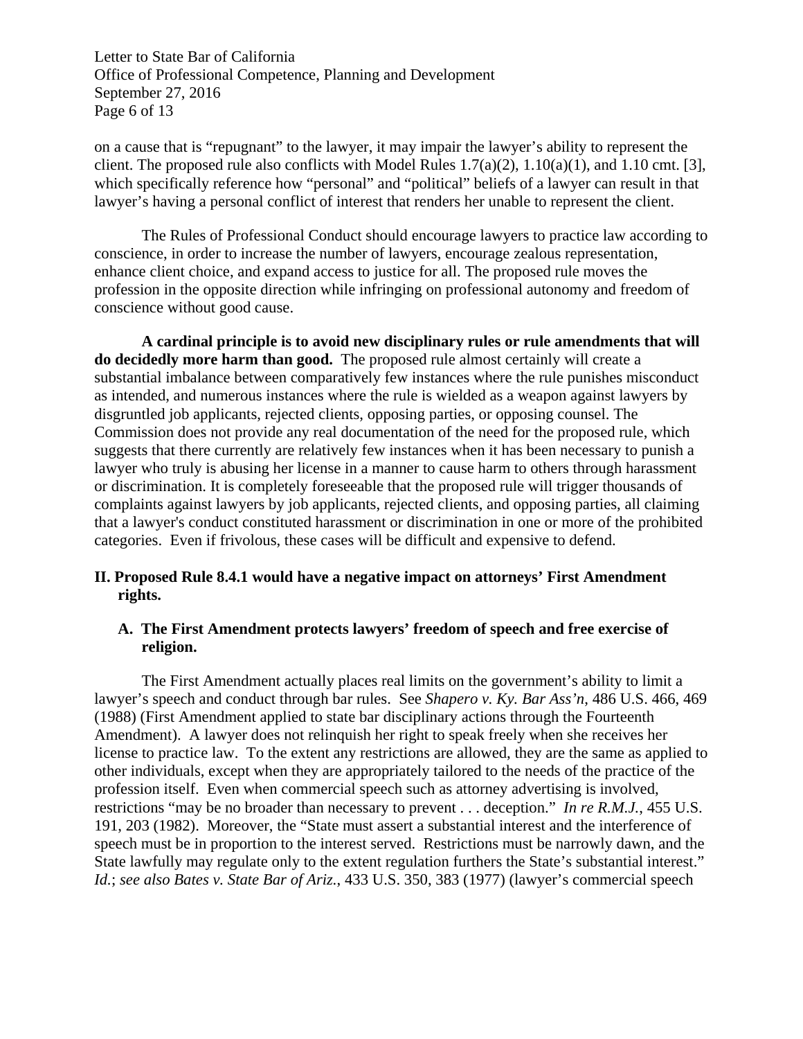on a cause that is "repugnant" to the lawyer, it may impair the lawyer's ability to represent the client. The proposed rule also conflicts with Model Rules 1.7(a)(2), 1.10(a)(1), and 1.10 cmt. [3], which specifically reference how "personal" and "political" beliefs of a lawyer can result in that lawyer's having a personal conflict of interest that renders her unable to represent the client.

The Rules of Professional Conduct should encourage lawyers to practice law according to conscience, in order to increase the number of lawyers, encourage zealous representation, enhance client choice, and expand access to justice for all. The proposed rule moves the profession in the opposite direction while infringing on professional autonomy and freedom of conscience without good cause.

**A cardinal principle is to avoid new disciplinary rules or rule amendments that will do decidedly more harm than good.** The proposed rule almost certainly will create a substantial imbalance between comparatively few instances where the rule punishes misconduct as intended, and numerous instances where the rule is wielded as a weapon against lawyers by disgruntled job applicants, rejected clients, opposing parties, or opposing counsel. The Commission does not provide any real documentation of the need for the proposed rule, which suggests that there currently are relatively few instances when it has been necessary to punish a lawyer who truly is abusing her license in a manner to cause harm to others through harassment or discrimination. It is completely foreseeable that the proposed rule will trigger thousands of complaints against lawyers by job applicants, rejected clients, and opposing parties, all claiming that a lawyer's conduct constituted harassment or discrimination in one or more of the prohibited categories. Even if frivolous, these cases will be difficult and expensive to defend.

## II. Proposed Rule 8.4.1 would have a negative impact on attorneys' First Amendment rights.

### A. The First Amendment protects lawyers' freedom of speech and free exercise of religion.

The First Amendment actually places real limits on the government's ability to limit a lawyer's speech and conduct through bar rules. See *Shapero v. Ky. Bar Ass'n*, 486 U.S. 466, 469 (1988) (First Amendment applied to state bar disciplinary actions through the Fourteenth Amendment). A lawyer does not relinquish her right to speak freely when she receives her license to practice law. To the extent any restrictions are allowed, they are the same as applied to other individuals, except when they are appropriately tailored to the needs of the practice of the profession itself. Even when commercial speech such as attorney advertising is involved, restrictions "may be no broader than necessary to prevent . . . deception." *In re R.M.J.*, 455 U.S. 191, 203 (1982). Moreover, the "State must assert a substantial interest and the interference of speech must be in proportion to the interest served. Restrictions must be narrowly dawn, and the State lawfully may regulate only to the extent regulation furthers the State's substantial interest." *Id.*; *see also Bates v. State Bar of Ariz.*, 433 U.S. 350, 383 (1977) (lawyer's commercial speech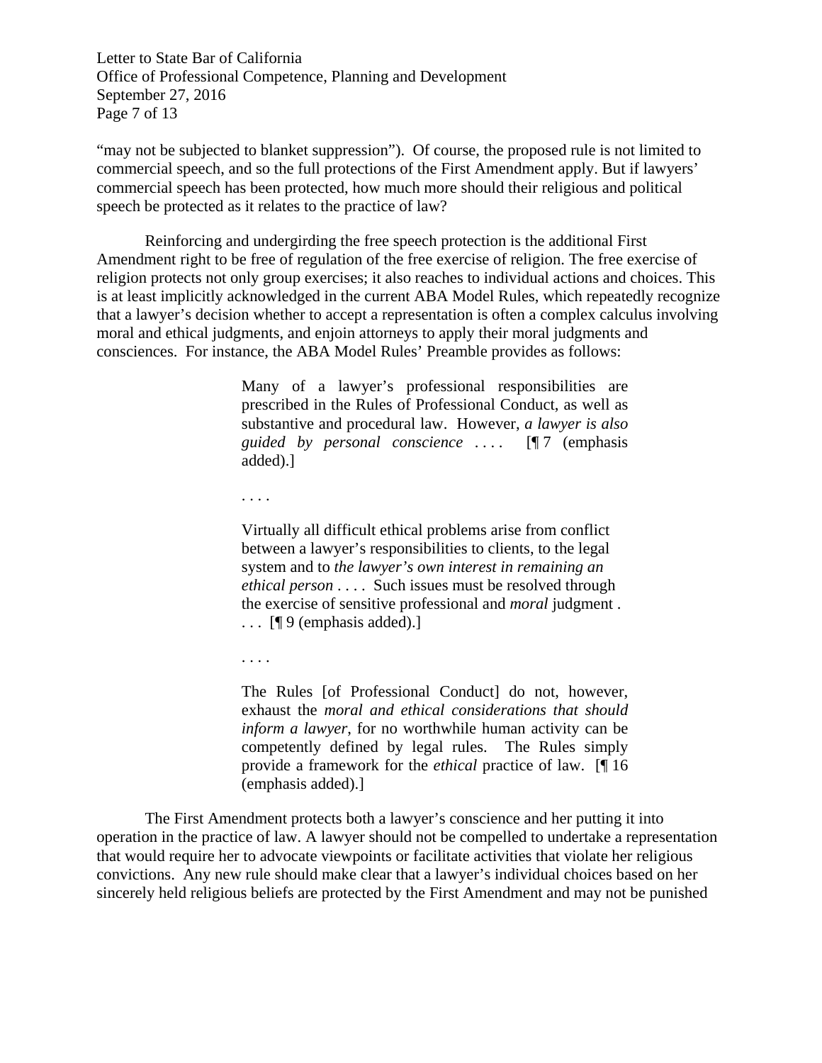"may not be subjected to blanket suppression"). Of course, the proposed rule is not limited to commercial speech, and so the full protections of the First Amendment apply. But if lawyers' commercial speech has been protected, how much more should their religious and political speech be protected as it relates to the practice of law?

Reinforcing and undergirding the free speech protection is the additional First Amendment right to be free of regulation of the free exercise of religion. The free exercise of religion protects not only group exercises; it also reaches to individual actions and choices. This is at least implicitly acknowledged in the current ABA Model Rules, which repeatedly recognize that a lawyer's decision whether to accept a representation is often a complex calculus involving moral and ethical judgments, and enjoin attorneys to apply their moral judgments and consciences. For instance, the ABA Model Rules' Preamble provides as follows:

> Many of a lawyer's professional responsibilities are prescribed in the Rules of Professional Conduct, as well as substantive and procedural law. However, *a lawyer is also guided by personal conscience* . . . . [¶ 7 (emphasis added).]
>
> . . . .
>
> Virtually all difficult ethical problems arise from conflict between a lawyer's responsibilities to clients, to the legal system and to *the lawyer's own interest in remaining an ethical person* . . . . Such issues must be resolved through the exercise of sensitive professional and *moral* judgment . . . . [¶ 9 (emphasis added).]
>
> . . . .
>
> The Rules [of Professional Conduct] do not, however, exhaust the *moral and ethical considerations that should inform a lawyer*, for no worthwhile human activity can be competently defined by legal rules. The Rules simply provide a framework for the *ethical* practice of law. [¶ 16 (emphasis added).]

The First Amendment protects both a lawyer's conscience and her putting it into operation in the practice of law. A lawyer should not be compelled to undertake a representation that would require her to advocate viewpoints or facilitate activities that violate her religious convictions. Any new rule should make clear that a lawyer's individual choices based on her sincerely held religious beliefs are protected by the First Amendment and may not be punished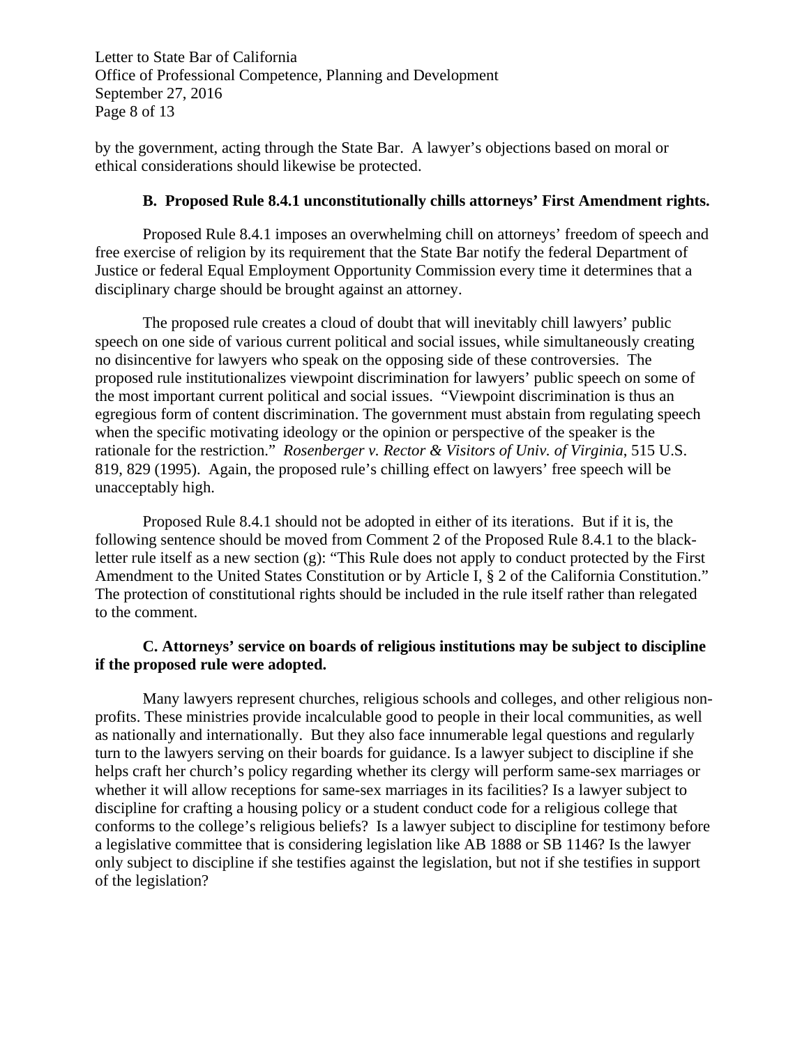by the government, acting through the State Bar. A lawyer's objections based on moral or ethical considerations should likewise be protected.

**B. Proposed Rule 8.4.1 unconstitutionally chills attorneys' First Amendment rights.**

Proposed Rule 8.4.1 imposes an overwhelming chill on attorneys' freedom of speech and free exercise of religion by its requirement that the State Bar notify the federal Department of Justice or federal Equal Employment Opportunity Commission every time it determines that a disciplinary charge should be brought against an attorney.

The proposed rule creates a cloud of doubt that will inevitably chill lawyers' public speech on one side of various current political and social issues, while simultaneously creating no disincentive for lawyers who speak on the opposing side of these controversies. The proposed rule institutionalizes viewpoint discrimination for lawyers' public speech on some of the most important current political and social issues. "Viewpoint discrimination is thus an egregious form of content discrimination. The government must abstain from regulating speech when the specific motivating ideology or the opinion or perspective of the speaker is the rationale for the restriction." *Rosenberger v. Rector & Visitors of Univ. of Virginia*, 515 U.S. 819, 829 (1995). Again, the proposed rule's chilling effect on lawyers' free speech will be unacceptably high.

Proposed Rule 8.4.1 should not be adopted in either of its iterations. But if it is, the following sentence should be moved from Comment 2 of the Proposed Rule 8.4.1 to the black-letter rule itself as a new section (g): "This Rule does not apply to conduct protected by the First Amendment to the United States Constitution or by Article I, § 2 of the California Constitution." The protection of constitutional rights should be included in the rule itself rather than relegated to the comment.

**C. Attorneys' service on boards of religious institutions may be subject to discipline if the proposed rule were adopted.**

Many lawyers represent churches, religious schools and colleges, and other religious non-profits. These ministries provide incalculable good to people in their local communities, as well as nationally and internationally. But they also face innumerable legal questions and regularly turn to the lawyers serving on their boards for guidance. Is a lawyer subject to discipline if she helps craft her church's policy regarding whether its clergy will perform same-sex marriages or whether it will allow receptions for same-sex marriages in its facilities? Is a lawyer subject to discipline for crafting a housing policy or a student conduct code for a religious college that conforms to the college's religious beliefs? Is a lawyer subject to discipline for testimony before a legislative committee that is considering legislation like AB 1888 or SB 1146? Is the lawyer only subject to discipline if she testifies against the legislation, but not if she testifies in support of the legislation?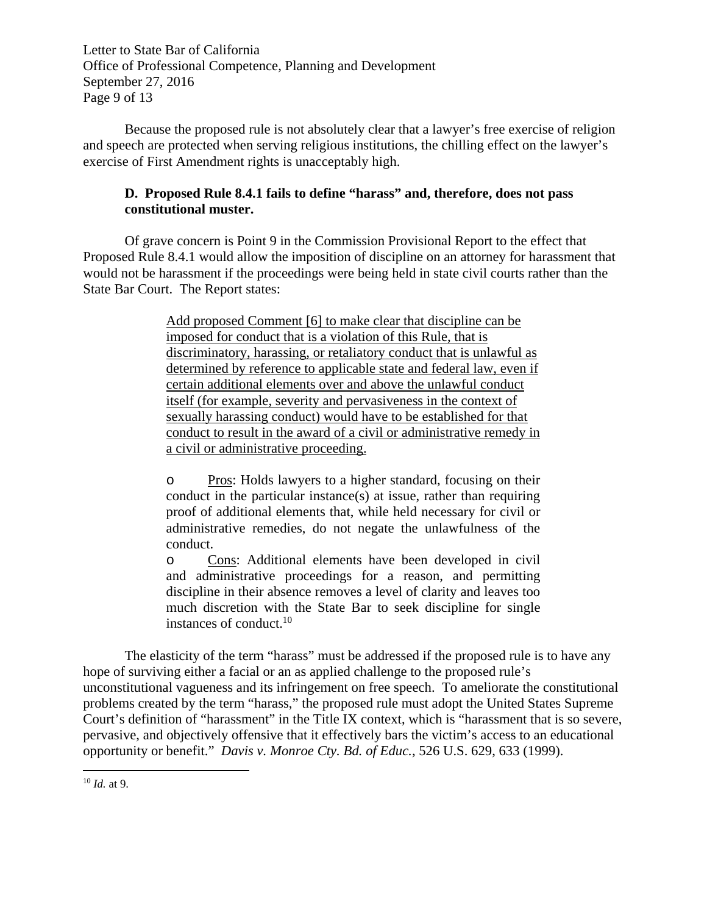Because the proposed rule is not absolutely clear that a lawyer's free exercise of religion and speech are protected when serving religious institutions, the chilling effect on the lawyer's exercise of First Amendment rights is unacceptably high.

**D. Proposed Rule 8.4.1 fails to define "harass" and, therefore, does not pass constitutional muster.**

Of grave concern is Point 9 in the Commission Provisional Report to the effect that Proposed Rule 8.4.1 would allow the imposition of discipline on an attorney for harassment that would not be harassment if the proceedings were being held in state civil courts rather than the State Bar Court. The Report states:

> <u>Add proposed Comment [6] to make clear that discipline can be imposed for conduct that is a violation of this Rule, that is discriminatory, harassing, or retaliatory conduct that is unlawful as determined by reference to applicable state and federal law, even if certain additional elements over and above the unlawful conduct itself (for example, severity and pervasiveness in the context of sexually harassing conduct) would have to be established for that conduct to result in the award of a civil or administrative remedy in a civil or administrative proceeding.</u>
>
> o <u>Pros</u>: Holds lawyers to a higher standard, focusing on their conduct in the particular instance(s) at issue, rather than requiring proof of additional elements that, while held necessary for civil or administrative remedies, do not negate the unlawfulness of the conduct.
>
> o <u>Cons</u>: Additional elements have been developed in civil and administrative proceedings for a reason, and permitting discipline in their absence removes a level of clarity and leaves too much discretion with the State Bar to seek discipline for single instances of conduct.[10]

The elasticity of the term "harass" must be addressed if the proposed rule is to have any hope of surviving either a facial or an as applied challenge to the proposed rule's unconstitutional vagueness and its infringement on free speech. To ameliorate the constitutional problems created by the term "harass," the proposed rule must adopt the United States Supreme Court's definition of "harassment" in the Title IX context, which is "harassment that is so severe, pervasive, and objectively offensive that it effectively bars the victim's access to an educational opportunity or benefit." *Davis v. Monroe Cty. Bd. of Educ.*, 526 U.S. 629, 633 (1999).

---

[10] *Id.* at 9.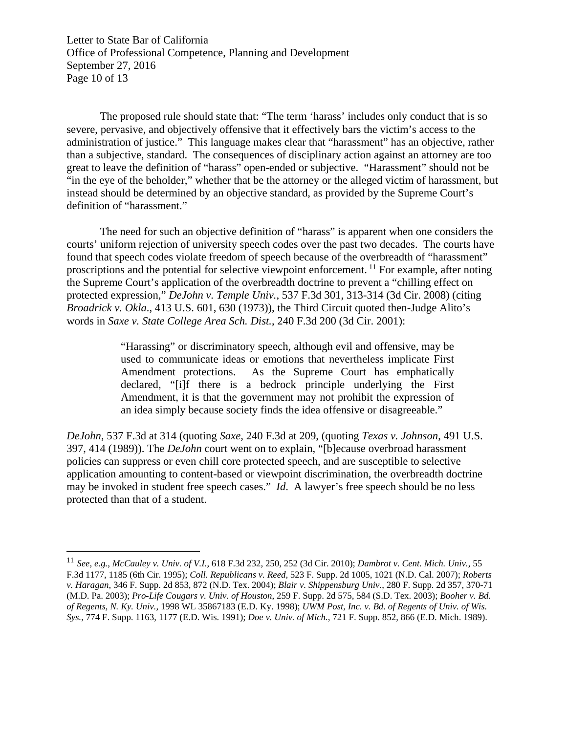The proposed rule should state that: "The term 'harass' includes only conduct that is so severe, pervasive, and objectively offensive that it effectively bars the victim's access to the administration of justice." This language makes clear that "harassment" has an objective, rather than a subjective, standard. The consequences of disciplinary action against an attorney are too great to leave the definition of "harass" open-ended or subjective. "Harassment" should not be "in the eye of the beholder," whether that be the attorney or the alleged victim of harassment, but instead should be determined by an objective standard, as provided by the Supreme Court's definition of "harassment."

The need for such an objective definition of "harass" is apparent when one considers the courts' uniform rejection of university speech codes over the past two decades. The courts have found that speech codes violate freedom of speech because of the overbreadth of "harassment" proscriptions and the potential for selective viewpoint enforcement.[11] For example, after noting the Supreme Court's application of the overbreadth doctrine to prevent a "chilling effect on protected expression," *DeJohn v. Temple Univ.*, 537 F.3d 301, 313-314 (3d Cir. 2008) (citing *Broadrick v. Okla*., 413 U.S. 601, 630 (1973)), the Third Circuit quoted then-Judge Alito's words in *Saxe v. State College Area Sch. Dist.*, 240 F.3d 200 (3d Cir. 2001):

> "Harassing" or discriminatory speech, although evil and offensive, may be used to communicate ideas or emotions that nevertheless implicate First Amendment protections. As the Supreme Court has emphatically declared, "[i]f there is a bedrock principle underlying the First Amendment, it is that the government may not prohibit the expression of an idea simply because society finds the idea offensive or disagreeable."

*DeJohn*, 537 F.3d at 314 (quoting *Saxe*, 240 F.3d at 209, (quoting *Texas v. Johnson*, 491 U.S. 397, 414 (1989)). The *DeJohn* court went on to explain, "[b]ecause overbroad harassment policies can suppress or even chill core protected speech, and are susceptible to selective application amounting to content-based or viewpoint discrimination, the overbreadth doctrine may be invoked in student free speech cases." *Id*. A lawyer's free speech should be no less protected than that of a student.

---

[11] *See*, *e.g.*, *McCauley v. Univ. of V.I.*, 618 F.3d 232, 250, 252 (3d Cir. 2010); *Dambrot v. Cent. Mich. Univ.*, 55 F.3d 1177, 1185 (6th Cir. 1995); *Coll. Republicans v. Reed*, 523 F. Supp. 2d 1005, 1021 (N.D. Cal. 2007); *Roberts v. Haragan*, 346 F. Supp. 2d 853, 872 (N.D. Tex. 2004); *Blair v. Shippensburg Univ.*, 280 F. Supp. 2d 357, 370-71 (M.D. Pa. 2003); *Pro-Life Cougars v. Univ. of Houston*, 259 F. Supp. 2d 575, 584 (S.D. Tex. 2003); *Booher v. Bd. of Regents, N. Ky. Univ.*, 1998 WL 35867183 (E.D. Ky. 1998); *UWM Post, Inc. v. Bd. of Regents of Univ. of Wis. Sys.*, 774 F. Supp. 1163, 1177 (E.D. Wis. 1991); *Doe v. Univ. of Mich.*, 721 F. Supp. 852, 866 (E.D. Mich. 1989).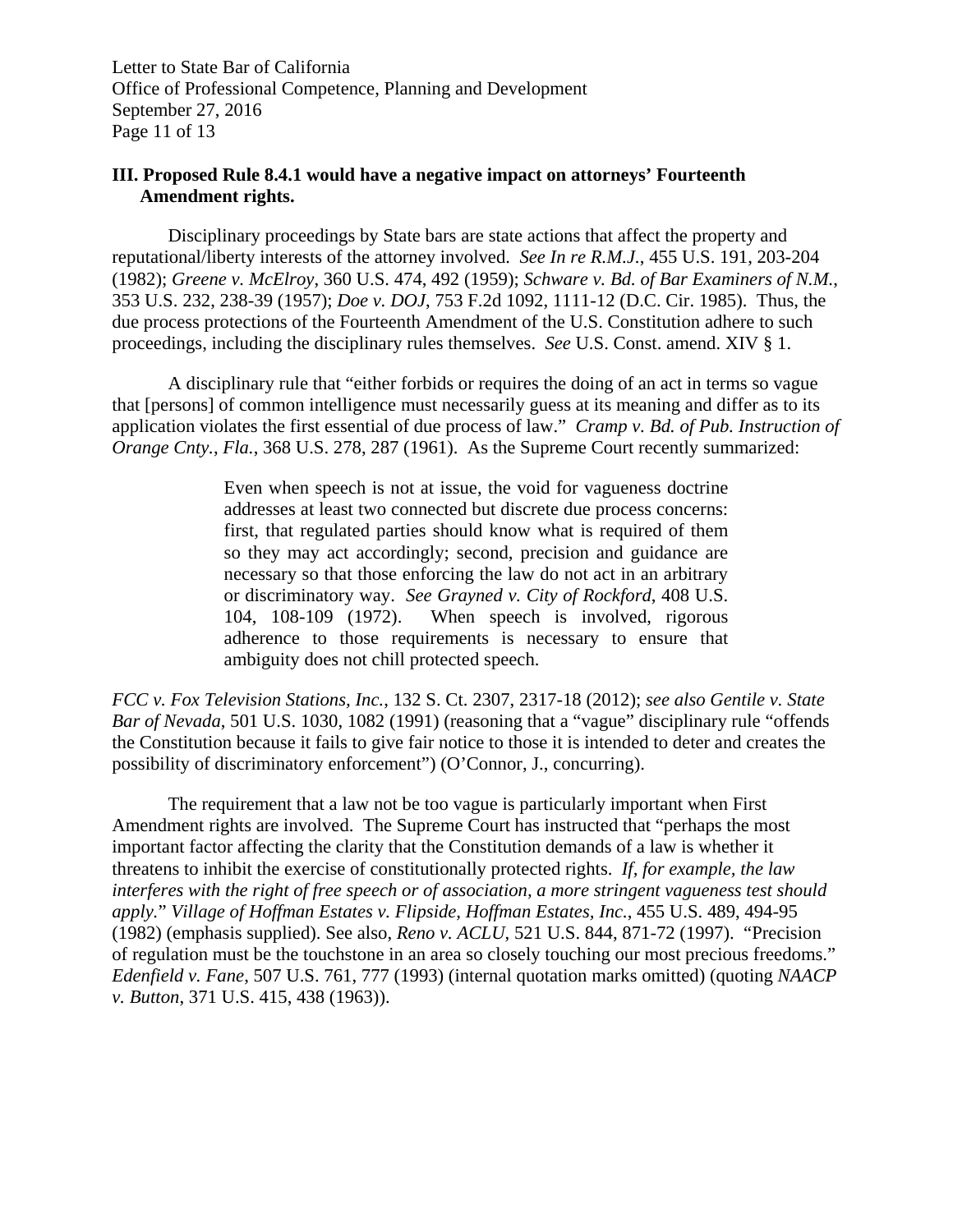### III. Proposed Rule 8.4.1 would have a negative impact on attorneys' Fourteenth Amendment rights.

Disciplinary proceedings by State bars are state actions that affect the property and reputational/liberty interests of the attorney involved. *See In re R.M.J.*, 455 U.S. 191, 203-204 (1982); *Greene v. McElroy*, 360 U.S. 474, 492 (1959); *Schware v. Bd. of Bar Examiners of N.M.*, 353 U.S. 232, 238-39 (1957); *Doe v. DOJ*, 753 F.2d 1092, 1111-12 (D.C. Cir. 1985). Thus, the due process protections of the Fourteenth Amendment of the U.S. Constitution adhere to such proceedings, including the disciplinary rules themselves. *See* U.S. Const. amend. XIV § 1.

A disciplinary rule that "either forbids or requires the doing of an act in terms so vague that [persons] of common intelligence must necessarily guess at its meaning and differ as to its application violates the first essential of due process of law." *Cramp v. Bd. of Pub. Instruction of Orange Cnty., Fla.*, 368 U.S. 278, 287 (1961). As the Supreme Court recently summarized:

> Even when speech is not at issue, the void for vagueness doctrine addresses at least two connected but discrete due process concerns: first, that regulated parties should know what is required of them so they may act accordingly; second, precision and guidance are necessary so that those enforcing the law do not act in an arbitrary or discriminatory way. *See Grayned v. City of Rockford*, 408 U.S. 104, 108-109 (1972). When speech is involved, rigorous adherence to those requirements is necessary to ensure that ambiguity does not chill protected speech.

*FCC v. Fox Television Stations, Inc.*, 132 S. Ct. 2307, 2317-18 (2012); *see also Gentile v. State Bar of Nevada*, 501 U.S. 1030, 1082 (1991) (reasoning that a "vague" disciplinary rule "offends the Constitution because it fails to give fair notice to those it is intended to deter and creates the possibility of discriminatory enforcement") (O'Connor, J., concurring).

The requirement that a law not be too vague is particularly important when First Amendment rights are involved. The Supreme Court has instructed that "perhaps the most important factor affecting the clarity that the Constitution demands of a law is whether it threatens to inhibit the exercise of constitutionally protected rights. *If, for example, the law interferes with the right of free speech or of association, a more stringent vagueness test should apply.*" *Village of Hoffman Estates v. Flipside, Hoffman Estates, Inc.*, 455 U.S. 489, 494-95 (1982) (emphasis supplied). See also, *Reno v. ACLU*, 521 U.S. 844, 871-72 (1997). "Precision of regulation must be the touchstone in an area so closely touching our most precious freedoms." *Edenfield v. Fane*, 507 U.S. 761, 777 (1993) (internal quotation marks omitted) (quoting *NAACP v. Button*, 371 U.S. 415, 438 (1963)).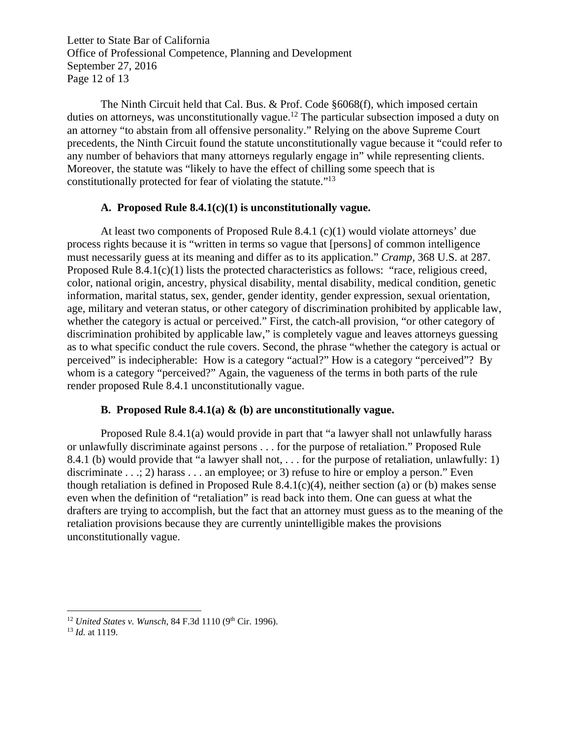The Ninth Circuit held that Cal. Bus. & Prof. Code §6068(f), which imposed certain duties on attorneys, was unconstitutionally vague.[12] The particular subsection imposed a duty on an attorney "to abstain from all offensive personality." Relying on the above Supreme Court precedents, the Ninth Circuit found the statute unconstitutionally vague because it "could refer to any number of behaviors that many attorneys regularly engage in" while representing clients. Moreover, the statute was "likely to have the effect of chilling some speech that is constitutionally protected for fear of violating the statute."[13]

### A. Proposed Rule 8.4.1(c)(1) is unconstitutionally vague.

At least two components of Proposed Rule 8.4.1 (c)(1) would violate attorneys' due process rights because it is "written in terms so vague that [persons] of common intelligence must necessarily guess at its meaning and differ as to its application." *Cramp*, 368 U.S. at 287. Proposed Rule 8.4.1(c)(1) lists the protected characteristics as follows: "race, religious creed, color, national origin, ancestry, physical disability, mental disability, medical condition, genetic information, marital status, sex, gender, gender identity, gender expression, sexual orientation, age, military and veteran status, or other category of discrimination prohibited by applicable law, whether the category is actual or perceived." First, the catch-all provision, "or other category of discrimination prohibited by applicable law," is completely vague and leaves attorneys guessing as to what specific conduct the rule covers. Second, the phrase "whether the category is actual or perceived" is indecipherable: How is a category "actual?" How is a category "perceived"? By whom is a category "perceived?" Again, the vagueness of the terms in both parts of the rule render proposed Rule 8.4.1 unconstitutionally vague.

### B. Proposed Rule 8.4.1(a) & (b) are unconstitutionally vague.

Proposed Rule 8.4.1(a) would provide in part that "a lawyer shall not unlawfully harass or unlawfully discriminate against persons . . . for the purpose of retaliation." Proposed Rule 8.4.1 (b) would provide that "a lawyer shall not, . . . for the purpose of retaliation, unlawfully: 1) discriminate . . .; 2) harass . . . an employee; or 3) refuse to hire or employ a person." Even though retaliation is defined in Proposed Rule 8.4.1(c)(4), neither section (a) or (b) makes sense even when the definition of "retaliation" is read back into them. One can guess at what the drafters are trying to accomplish, but the fact that an attorney must guess as to the meaning of the retaliation provisions because they are currently unintelligible makes the provisions unconstitutionally vague.

---

[12] *United States v. Wunsch*, 84 F.3d 1110 (9th Cir. 1996).

[13] *Id.* at 1119.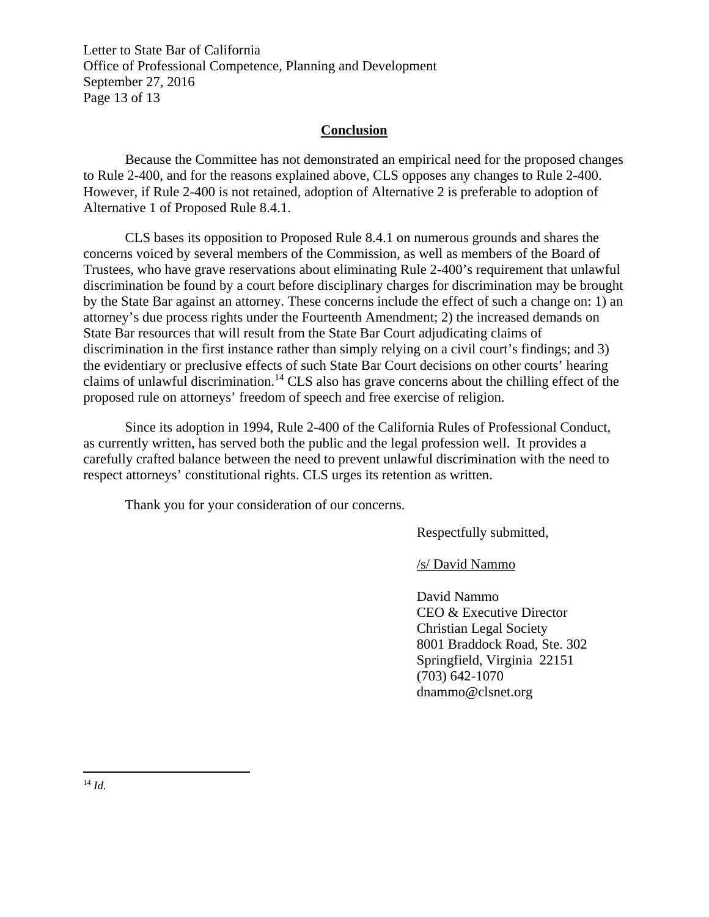## Conclusion

Because the Committee has not demonstrated an empirical need for the proposed changes to Rule 2-400, and for the reasons explained above, CLS opposes any changes to Rule 2-400. However, if Rule 2-400 is not retained, adoption of Alternative 2 is preferable to adoption of Alternative 1 of Proposed Rule 8.4.1.

CLS bases its opposition to Proposed Rule 8.4.1 on numerous grounds and shares the concerns voiced by several members of the Commission, as well as members of the Board of Trustees, who have grave reservations about eliminating Rule 2-400's requirement that unlawful discrimination be found by a court before disciplinary charges for discrimination may be brought by the State Bar against an attorney. These concerns include the effect of such a change on: 1) an attorney's due process rights under the Fourteenth Amendment; 2) the increased demands on State Bar resources that will result from the State Bar Court adjudicating claims of discrimination in the first instance rather than simply relying on a civil court's findings; and 3) the evidentiary or preclusive effects of such State Bar Court decisions on other courts' hearing claims of unlawful discrimination.[14] CLS also has grave concerns about the chilling effect of the proposed rule on attorneys' freedom of speech and free exercise of religion.

Since its adoption in 1994, Rule 2-400 of the California Rules of Professional Conduct, as currently written, has served both the public and the legal profession well. It provides a carefully crafted balance between the need to prevent unlawful discrimination with the need to respect attorneys' constitutional rights. CLS urges its retention as written.

Thank you for your consideration of our concerns.

Respectfully submitted,

/s/ David Nammo

David Nammo
CEO & Executive Director
Christian Legal Society
8001 Braddock Road, Ste. 302
Springfield, Virginia 22151
(703) 642-1070
dnammo@clsnet.org

---

[14] *Id.*